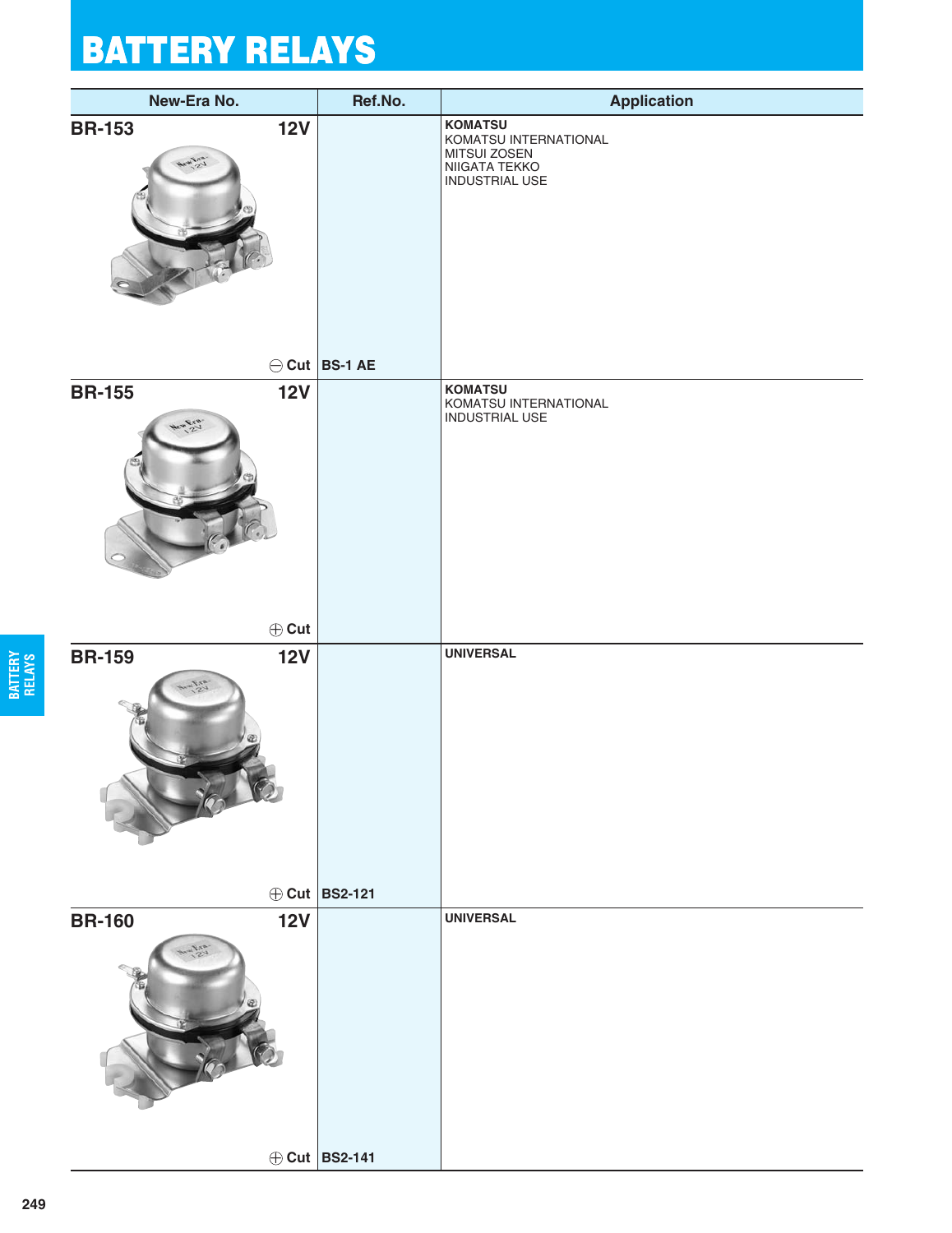# BATTERY RELAYS

| New-Era No. | Ref.No. | Application |
|---|---|---|
| **BR-153** 12V ⊖ Cut | BS-1 AE | **KOMATSU** KOMATSU INTERNATIONAL MITSUI ZOSEN NIIGATA TEKKO INDUSTRIAL USE |
| **BR-155** 12V ⊕ Cut | | **KOMATSU** KOMATSU INTERNATIONAL INDUSTRIAL USE |
| **BR-159** 12V ⊕ Cut | BS2-121 | **UNIVERSAL** |
| **BR-160** 12V ⊕ Cut | BS2-141 | **UNIVERSAL** |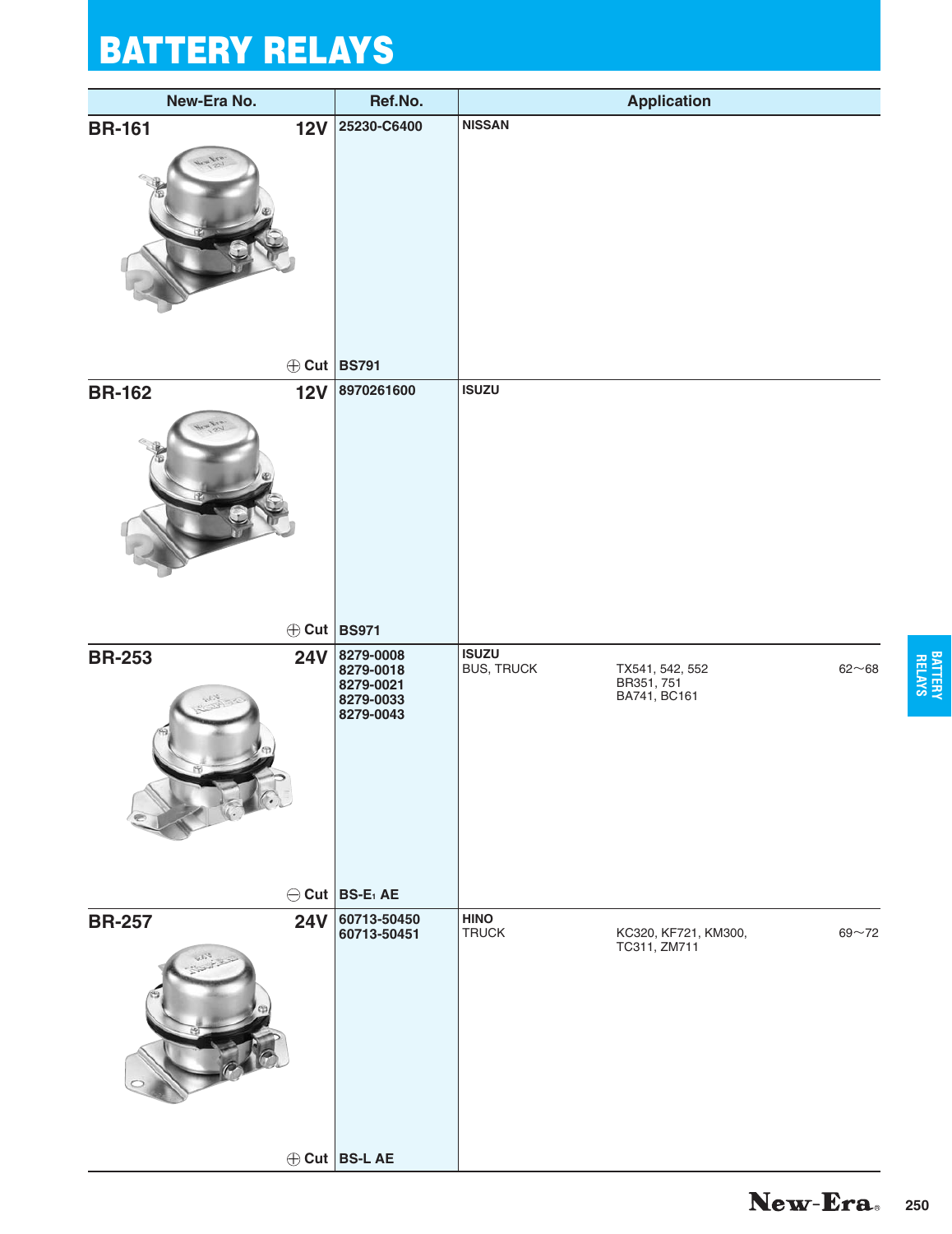# BATTERY RELAYS

| New-Era No. | | Ref.No. | Application | | |
|---|---|---|---|---|---|
| **BR-161** | **12V** | **25230-C6400** | **NISSAN** | | |
| ⊕ Cut | | **BS791** | | | |
| **BR-162** | **12V** | **8970261600** | **ISUZU** | | |
| ⊕ Cut | | **BS971** | | | |
| **BR-253** | **24V** | **8279-0008**<br>**8279-0018**<br>**8279-0021**<br>**8279-0033**<br>**8279-0043** | **ISUZU**<br>BUS, TRUCK | TX541, 542, 552<br>BR351, 751<br>BA741, BC161 | 62〜68 |
| ⊖ Cut | | **BS-E1 AE** | | | |
| **BR-257** | **24V** | **60713-50450**<br>**60713-50451** | **HINO**<br>TRUCK | KC320, KF721, KM300,<br>TC311, ZM711 | 69〜72 |
| ⊕ Cut | | **BS-L AE** | | | |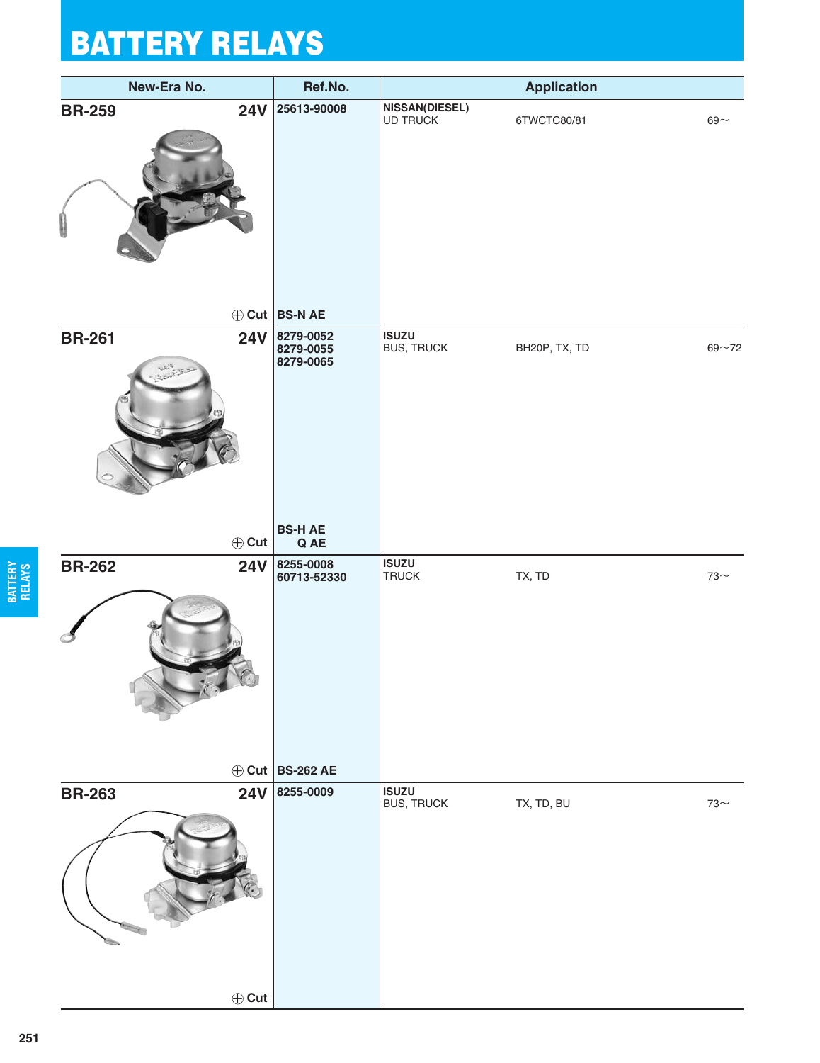# BATTERY RELAYS

| New-Era No. | | Ref.No. | Application | | |
|---|---|---|---|---|---|
| **BR-259** | **24V** | **25613-90008** | **NISSAN(DIESEL)** | | |
| | | | UD TRUCK | 6TWTC80/81 | 69～ |
| ⊕ Cut | | **BS-N AE** | | | |
| **BR-261** | **24V** | **8279-0052** **8279-0055** **8279-0065** | **ISUZU** | | |
| | | | BUS, TRUCK | BH20P, TX, TD | 69～72 |
| ⊕ Cut | | **BS-H AE** **Q AE** | | | |
| **BR-262** | **24V** | **8255-0008** **60713-52330** | **ISUZU** | | |
| | | | TRUCK | TX, TD | 73～ |
| ⊕ Cut | | **BS-262 AE** | | | |
| **BR-263** | **24V** | **8255-0009** | **ISUZU** | | |
| | | | BUS, TRUCK | TX, TD, BU | 73～ |
| ⊕ Cut | | | | | |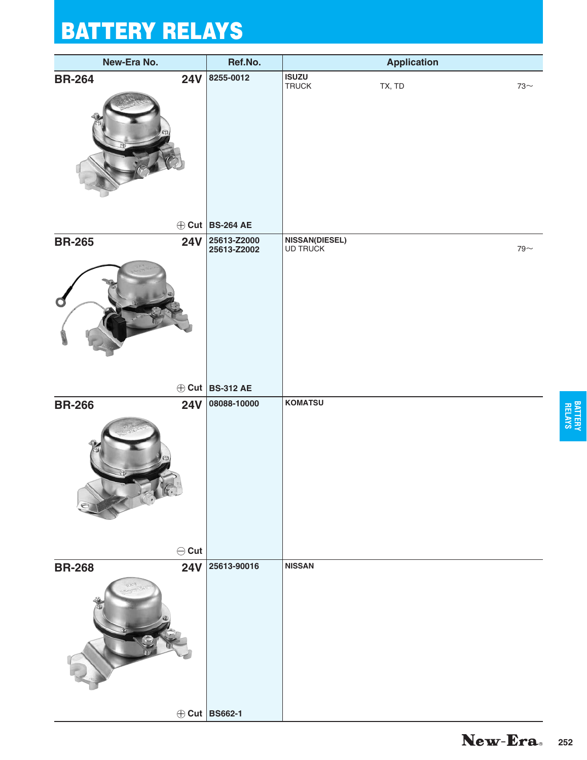# BATTERY RELAYS

| New-Era No. | | Ref.No. | Application | | |
|---|---|---|---|---|---|
| **BR-264** | **24V** | **8255-0012** | **ISUZU** | | |
| | | | TRUCK | TX, TD | 73~ |
| ⊕ Cut | | **BS-264 AE** | | | |
| **BR-265** | **24V** | **25613-Z2000**<br>**25613-Z2002** | **NISSAN(DIESEL)** | | |
| | | | UD TRUCK | | 79~ |
| ⊕ Cut | | **BS-312 AE** | | | |
| **BR-266** | **24V** | **08088-10000** | **KOMATSU** | | |
| ⊖ Cut | | | | | |
| **BR-268** | **24V** | **25613-90016** | **NISSAN** | | |
| ⊕ Cut | | **BS662-1** | | | |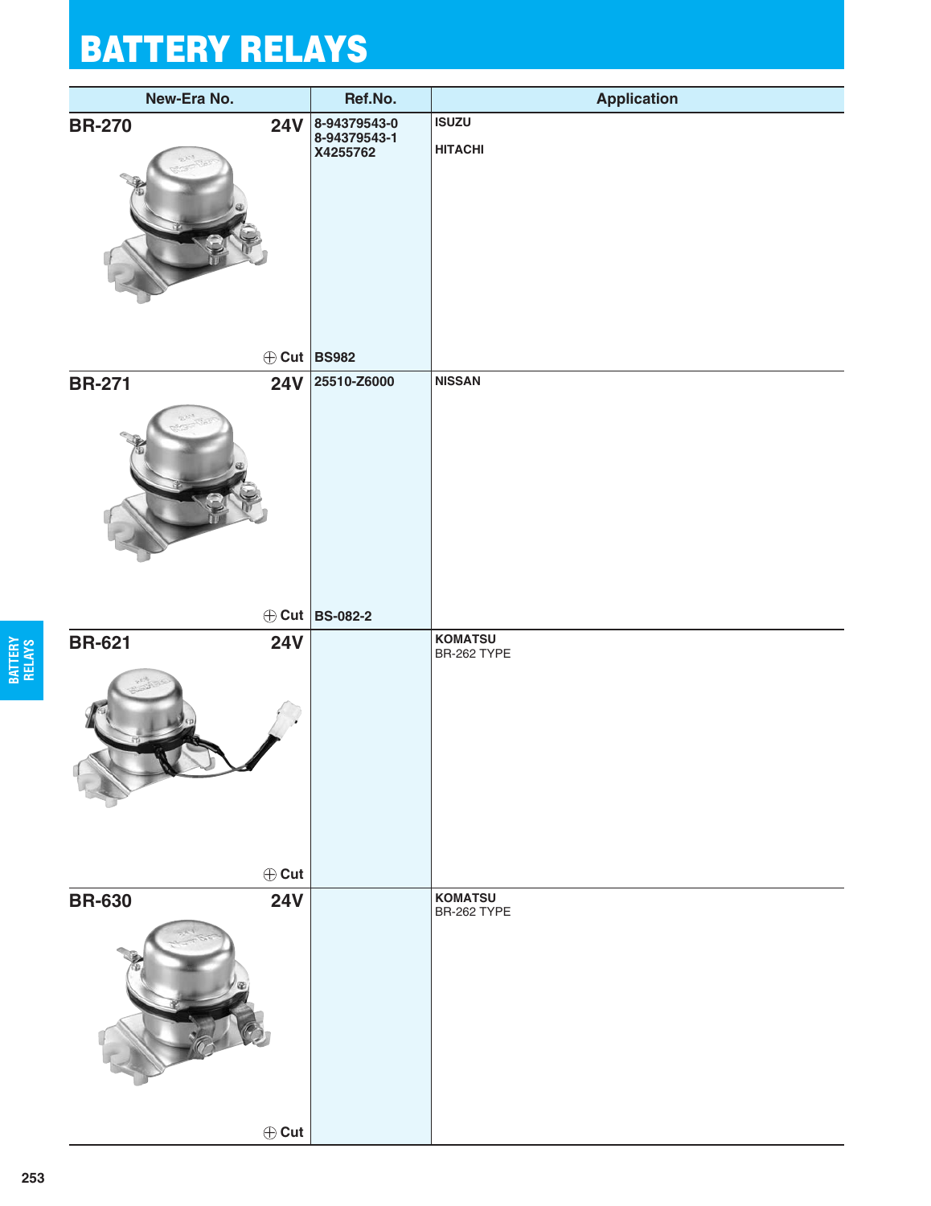# BATTERY RELAYS

| New-Era No. | Ref.No. | Application |
| --- | --- | --- |
| **BR-270** 24V<br>⊕ Cut | 8-94379543-0<br>8-94379543-1<br>X4255762<br>BS982 | ISUZU<br>HITACHI |
| **BR-271** 24V<br>⊕ Cut | 25510-Z6000<br>BS-082-2 | NISSAN |
| **BR-621** 24V<br>⊕ Cut | | KOMATSU<br>BR-262 TYPE |
| **BR-630** 24V<br>⊕ Cut | | KOMATSU<br>BR-262 TYPE |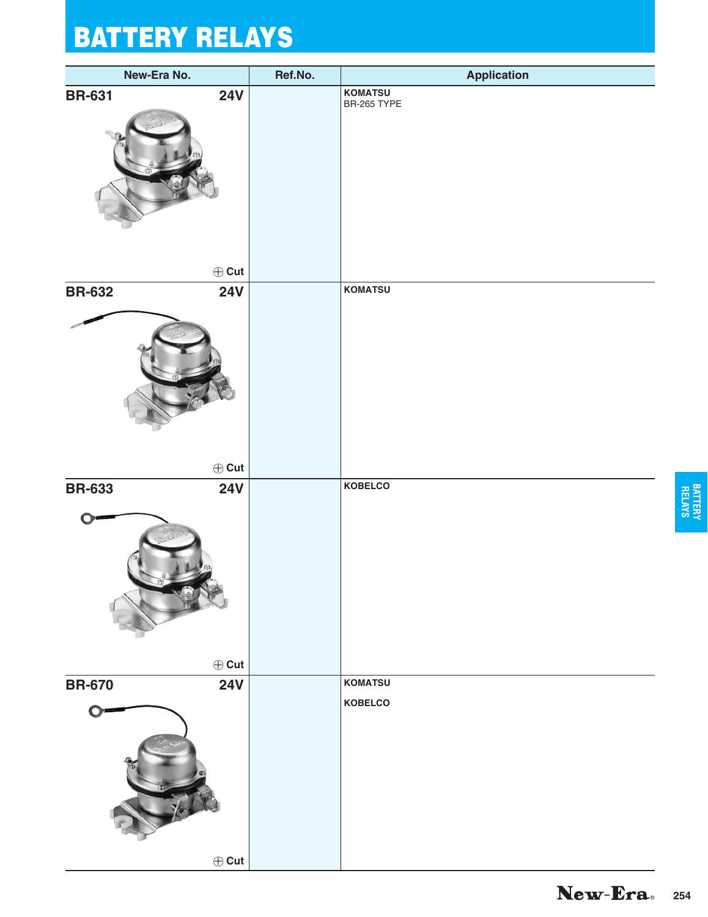# BATTERY RELAYS

| New-Era No. | Ref.No. | Application |
|---|---|---|
| **BR-631** 24V ⊕ Cut | | **KOMATSU** BR-265 TYPE |
| **BR-632** 24V ⊕ Cut | | **KOMATSU** |
| **BR-633** 24V ⊕ Cut | | **KOBELCO** |
| **BR-670** 24V ⊕ Cut | | **KOMATSU** **KOBELCO** |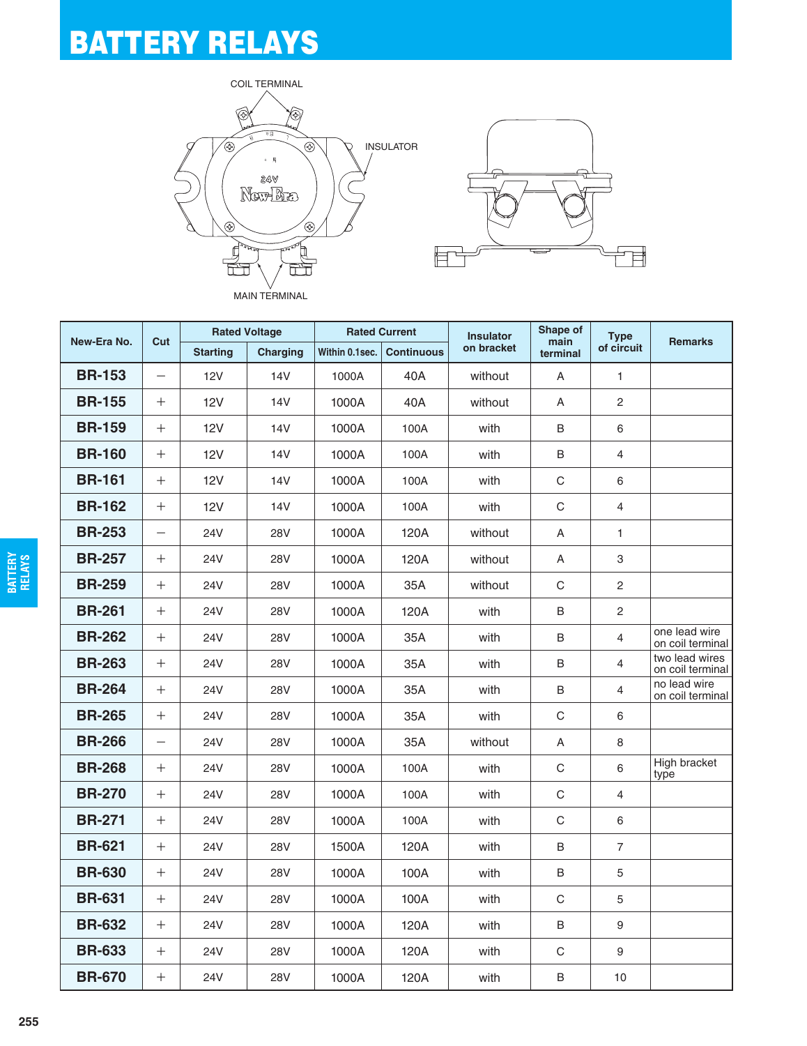# BATTERY RELAYS

COIL TERMINAL

INSULATOR

MAIN TERMINAL

| New-Era No. | Cut | Rated Voltage | | Rated Current | | Insulator on bracket | Shape of main terminal | Type of circuit | Remarks |
|---|---|---|---|---|---|---|---|---|---|
| | | Starting | Charging | Within 0.1sec. | Continuous | | | | |
| **BR-153** | − | 12V | 14V | 1000A | 40A | without | A | 1 | |
| **BR-155** | + | 12V | 14V | 1000A | 40A | without | A | 2 | |
| **BR-159** | + | 12V | 14V | 1000A | 100A | with | B | 6 | |
| **BR-160** | + | 12V | 14V | 1000A | 100A | with | B | 4 | |
| **BR-161** | + | 12V | 14V | 1000A | 100A | with | C | 6 | |
| **BR-162** | + | 12V | 14V | 1000A | 100A | with | C | 4 | |
| **BR-253** | − | 24V | 28V | 1000A | 120A | without | A | 1 | |
| **BR-257** | + | 24V | 28V | 1000A | 120A | without | A | 3 | |
| **BR-259** | + | 24V | 28V | 1000A | 35A | without | C | 2 | |
| **BR-261** | + | 24V | 28V | 1000A | 120A | with | B | 2 | |
| **BR-262** | + | 24V | 28V | 1000A | 35A | with | B | 4 | one lead wire on coil terminal |
| **BR-263** | + | 24V | 28V | 1000A | 35A | with | B | 4 | two lead wires on coil terminal |
| **BR-264** | + | 24V | 28V | 1000A | 35A | with | B | 4 | no lead wire on coil terminal |
| **BR-265** | + | 24V | 28V | 1000A | 35A | with | C | 6 | |
| **BR-266** | − | 24V | 28V | 1000A | 35A | without | A | 8 | |
| **BR-268** | + | 24V | 28V | 1000A | 100A | with | C | 6 | High bracket type |
| **BR-270** | + | 24V | 28V | 1000A | 100A | with | C | 4 | |
| **BR-271** | + | 24V | 28V | 1000A | 100A | with | C | 6 | |
| **BR-621** | + | 24V | 28V | 1500A | 120A | with | B | 7 | |
| **BR-630** | + | 24V | 28V | 1000A | 100A | with | B | 5 | |
| **BR-631** | + | 24V | 28V | 1000A | 100A | with | C | 5 | |
| **BR-632** | + | 24V | 28V | 1000A | 120A | with | B | 9 | |
| **BR-633** | + | 24V | 28V | 1000A | 120A | with | C | 9 | |
| **BR-670** | + | 24V | 28V | 1000A | 120A | with | B | 10 | |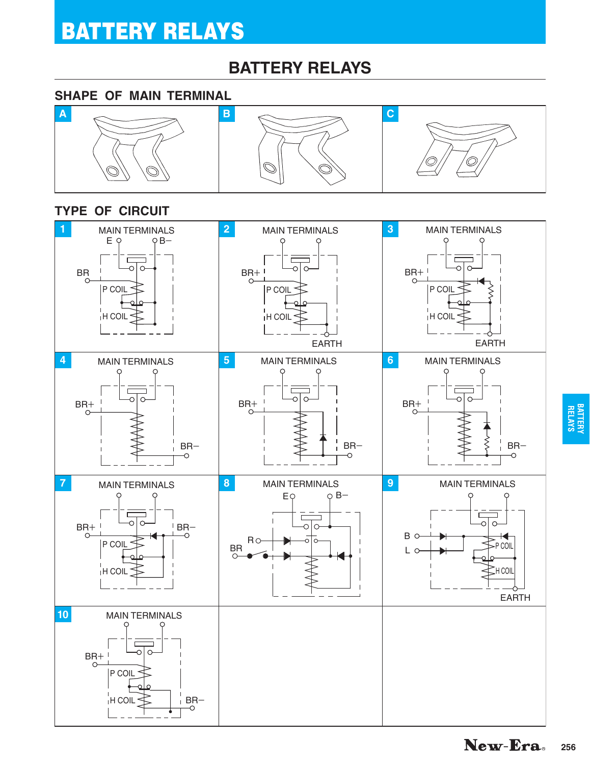# BATTERY RELAYS

## BATTERY RELAYS

### SHAPE OF MAIN TERMINAL

A

B

C

### TYPE OF CIRCUIT

1
MAIN TERMINALS
E
B−
BR
P COIL
H COIL

2
MAIN TERMINALS
BR+
P COIL
H COIL
EARTH

3
MAIN TERMINALS
BR+
P COIL
H COIL
EARTH

4
MAIN TERMINALS
BR+
BR−

5
MAIN TERMINALS
BR+
BR−

6
MAIN TERMINALS
BR+
BR−

7
MAIN TERMINALS
BR+
BR−
P COIL
H COIL

8
MAIN TERMINALS
E
B−
R
BR

9
MAIN TERMINALS
B
L
P COIL
H COIL
EARTH

10
MAIN TERMINALS
BR+
P COIL
H COIL
BR−